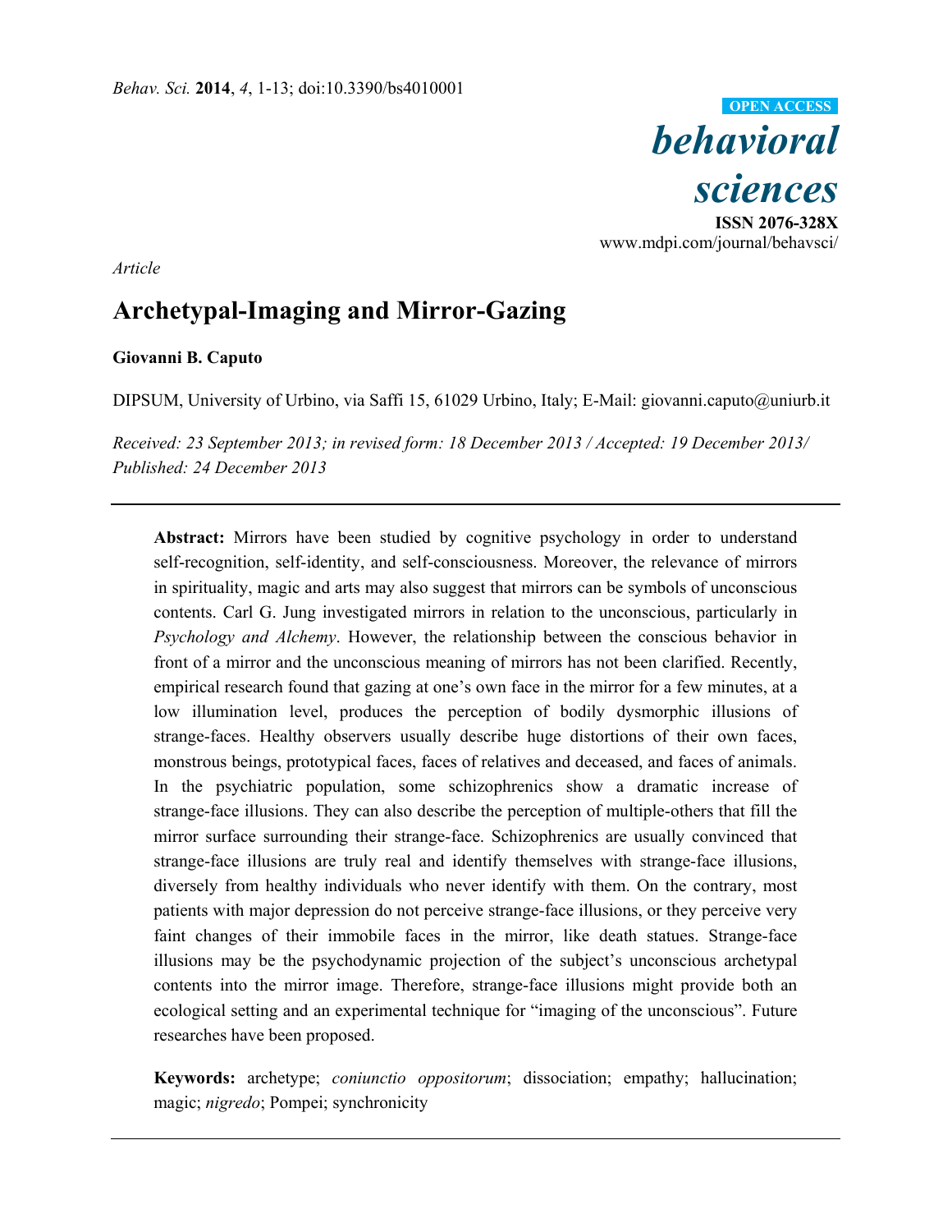*Article*

# Archetypal-Imaging and Mirror-Gazing

**Giovanni B. Caputo**

DIPSUM, University of Urbino, via Saffi 15, 61029 Urbino, Italy; E-Mail: giovanni.caputo@uniurb.it

*Received: 23 September 2013; in revised form: 18 December 2013 / Accepted: 19 December 2013/ Published: 24 December 2013*

---

**Abstract:** Mirrors have been studied by cognitive psychology in order to understand self-recognition, self-identity, and self-consciousness. Moreover, the relevance of mirrors in spirituality, magic and arts may also suggest that mirrors can be symbols of unconscious contents. Carl G. Jung investigated mirrors in relation to the unconscious, particularly in *Psychology and Alchemy*. However, the relationship between the conscious behavior in front of a mirror and the unconscious meaning of mirrors has not been clarified. Recently, empirical research found that gazing at one's own face in the mirror for a few minutes, at a low illumination level, produces the perception of bodily dysmorphic illusions of strange-faces. Healthy observers usually describe huge distortions of their own faces, monstrous beings, prototypical faces, faces of relatives and deceased, and faces of animals. In the psychiatric population, some schizophrenics show a dramatic increase of strange-face illusions. They can also describe the perception of multiple-others that fill the mirror surface surrounding their strange-face. Schizophrenics are usually convinced that strange-face illusions are truly real and identify themselves with strange-face illusions, diversely from healthy individuals who never identify with them. On the contrary, most patients with major depression do not perceive strange-face illusions, or they perceive very faint changes of their immobile faces in the mirror, like death statues. Strange-face illusions may be the psychodynamic projection of the subject's unconscious archetypal contents into the mirror image. Therefore, strange-face illusions might provide both an ecological setting and an experimental technique for "imaging of the unconscious". Future researches have been proposed.

**Keywords:** archetype; *coniunctio oppositorum*; dissociation; empathy; hallucination; magic; *nigredo*; Pompei; synchronicity

---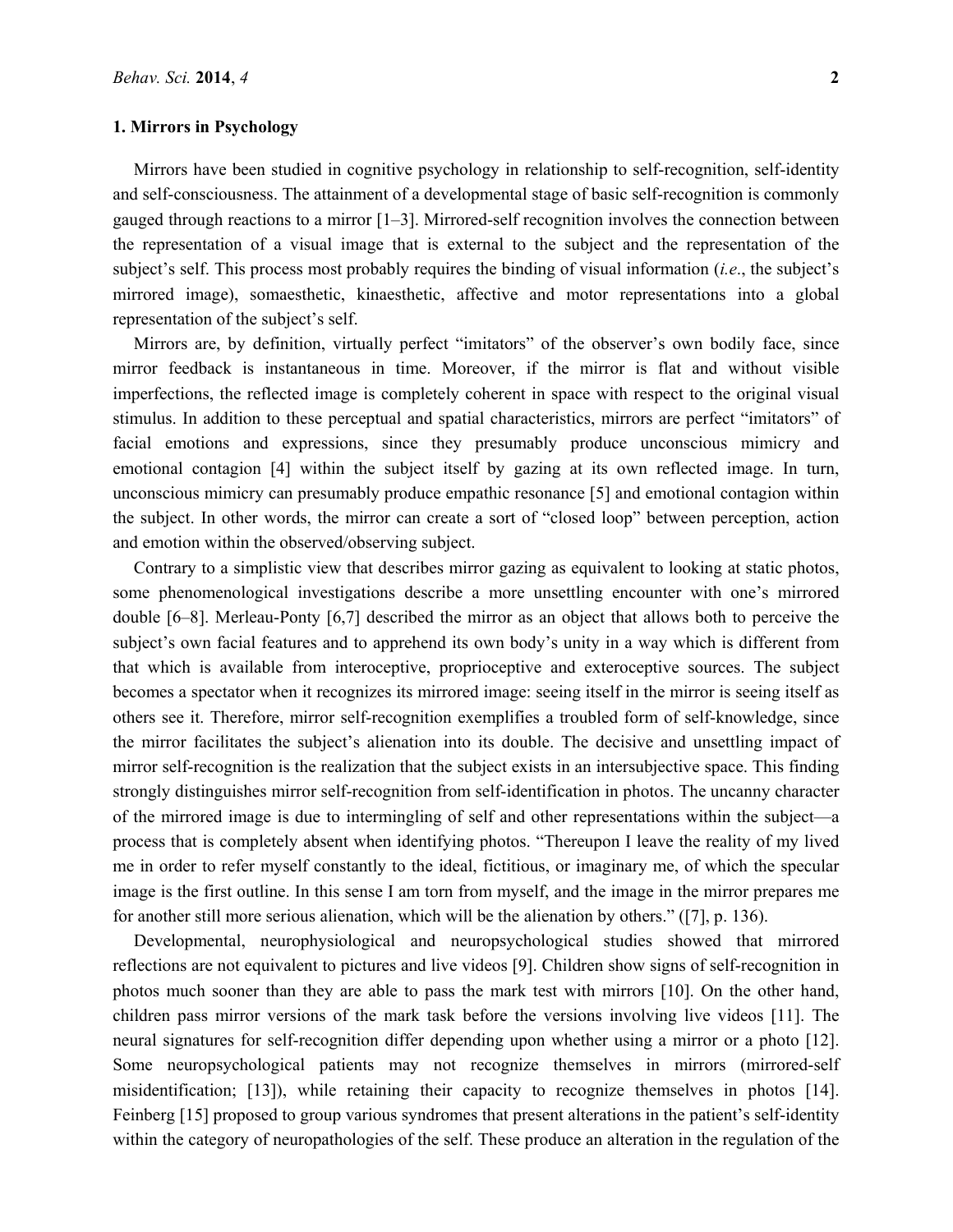## 1. Mirrors in Psychology

Mirrors have been studied in cognitive psychology in relationship to self-recognition, self-identity and self-consciousness. The attainment of a developmental stage of basic self-recognition is commonly gauged through reactions to a mirror [1–3]. Mirrored-self recognition involves the connection between the representation of a visual image that is external to the subject and the representation of the subject's self. This process most probably requires the binding of visual information (*i.e.*, the subject's mirrored image), somaesthetic, kinaesthetic, affective and motor representations into a global representation of the subject's self.

Mirrors are, by definition, virtually perfect "imitators" of the observer's own bodily face, since mirror feedback is instantaneous in time. Moreover, if the mirror is flat and without visible imperfections, the reflected image is completely coherent in space with respect to the original visual stimulus. In addition to these perceptual and spatial characteristics, mirrors are perfect "imitators" of facial emotions and expressions, since they presumably produce unconscious mimicry and emotional contagion [4] within the subject itself by gazing at its own reflected image. In turn, unconscious mimicry can presumably produce empathic resonance [5] and emotional contagion within the subject. In other words, the mirror can create a sort of "closed loop" between perception, action and emotion within the observed/observing subject.

Contrary to a simplistic view that describes mirror gazing as equivalent to looking at static photos, some phenomenological investigations describe a more unsettling encounter with one's mirrored double [6–8]. Merleau-Ponty [6,7] described the mirror as an object that allows both to perceive the subject's own facial features and to apprehend its own body's unity in a way which is different from that which is available from interoceptive, proprioceptive and exteroceptive sources. The subject becomes a spectator when it recognizes its mirrored image: seeing itself in the mirror is seeing itself as others see it. Therefore, mirror self-recognition exemplifies a troubled form of self-knowledge, since the mirror facilitates the subject's alienation into its double. The decisive and unsettling impact of mirror self-recognition is the realization that the subject exists in an intersubjective space. This finding strongly distinguishes mirror self-recognition from self-identification in photos. The uncanny character of the mirrored image is due to intermingling of self and other representations within the subject—a process that is completely absent when identifying photos. "Thereupon I leave the reality of my lived me in order to refer myself constantly to the ideal, fictitious, or imaginary me, of which the specular image is the first outline. In this sense I am torn from myself, and the image in the mirror prepares me for another still more serious alienation, which will be the alienation by others." ([7], p. 136).

Developmental, neurophysiological and neuropsychological studies showed that mirrored reflections are not equivalent to pictures and live videos [9]. Children show signs of self-recognition in photos much sooner than they are able to pass the mark test with mirrors [10]. On the other hand, children pass mirror versions of the mark task before the versions involving live videos [11]. The neural signatures for self-recognition differ depending upon whether using a mirror or a photo [12]. Some neuropsychological patients may not recognize themselves in mirrors (mirrored-self misidentification; [13]), while retaining their capacity to recognize themselves in photos [14]. Feinberg [15] proposed to group various syndromes that present alterations in the patient's self-identity within the category of neuropathologies of the self. These produce an alteration in the regulation of the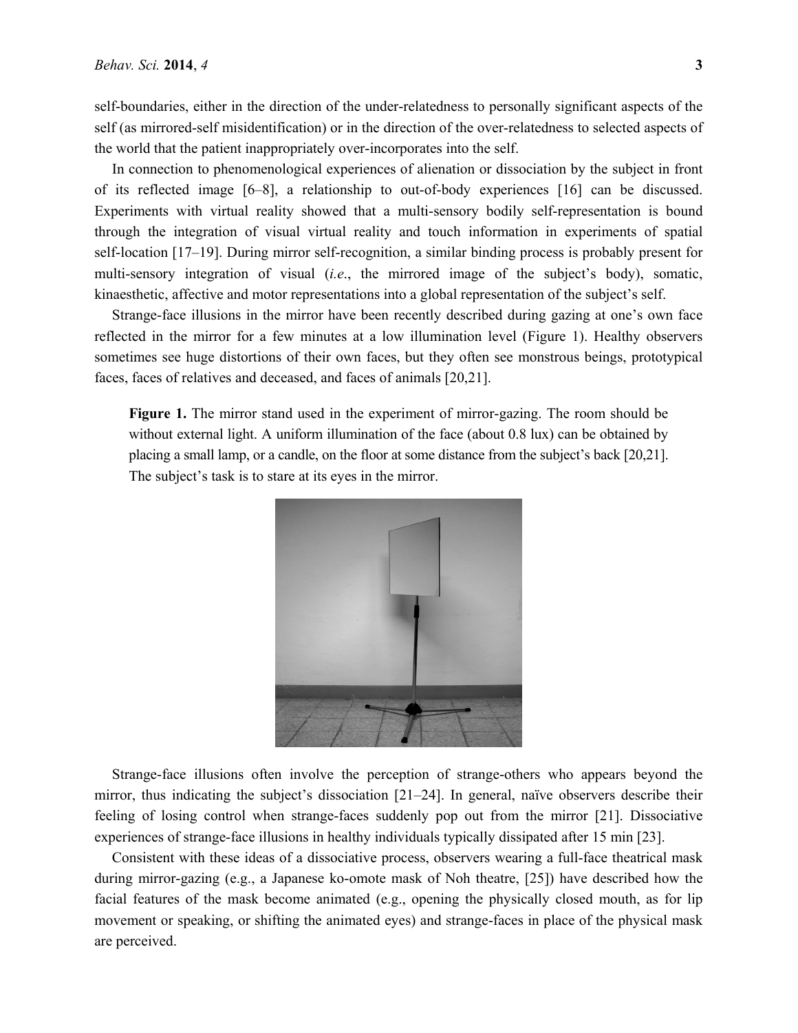self-boundaries, either in the direction of the under-relatedness to personally significant aspects of the self (as mirrored-self misidentification) or in the direction of the over-relatedness to selected aspects of the world that the patient inappropriately over-incorporates into the self.

In connection to phenomenological experiences of alienation or dissociation by the subject in front of its reflected image [6–8], a relationship to out-of-body experiences [16] can be discussed. Experiments with virtual reality showed that a multi-sensory bodily self-representation is bound through the integration of visual virtual reality and touch information in experiments of spatial self-location [17–19]. During mirror self-recognition, a similar binding process is probably present for multi-sensory integration of visual (*i.e.*, the mirrored image of the subject's body), somatic, kinaesthetic, affective and motor representations into a global representation of the subject's self.

Strange-face illusions in the mirror have been recently described during gazing at one's own face reflected in the mirror for a few minutes at a low illumination level (Figure 1). Healthy observers sometimes see huge distortions of their own faces, but they often see monstrous beings, prototypical faces, faces of relatives and deceased, and faces of animals [20,21].

**Figure 1.** The mirror stand used in the experiment of mirror-gazing. The room should be without external light. A uniform illumination of the face (about 0.8 lux) can be obtained by placing a small lamp, or a candle, on the floor at some distance from the subject's back [20,21]. The subject's task is to stare at its eyes in the mirror.

Strange-face illusions often involve the perception of strange-others who appears beyond the mirror, thus indicating the subject's dissociation [21–24]. In general, naïve observers describe their feeling of losing control when strange-faces suddenly pop out from the mirror [21]. Dissociative experiences of strange-face illusions in healthy individuals typically dissipated after 15 min [23].

Consistent with these ideas of a dissociative process, observers wearing a full-face theatrical mask during mirror-gazing (e.g., a Japanese ko-omote mask of Noh theatre, [25]) have described how the facial features of the mask become animated (e.g., opening the physically closed mouth, as for lip movement or speaking, or shifting the animated eyes) and strange-faces in place of the physical mask are perceived.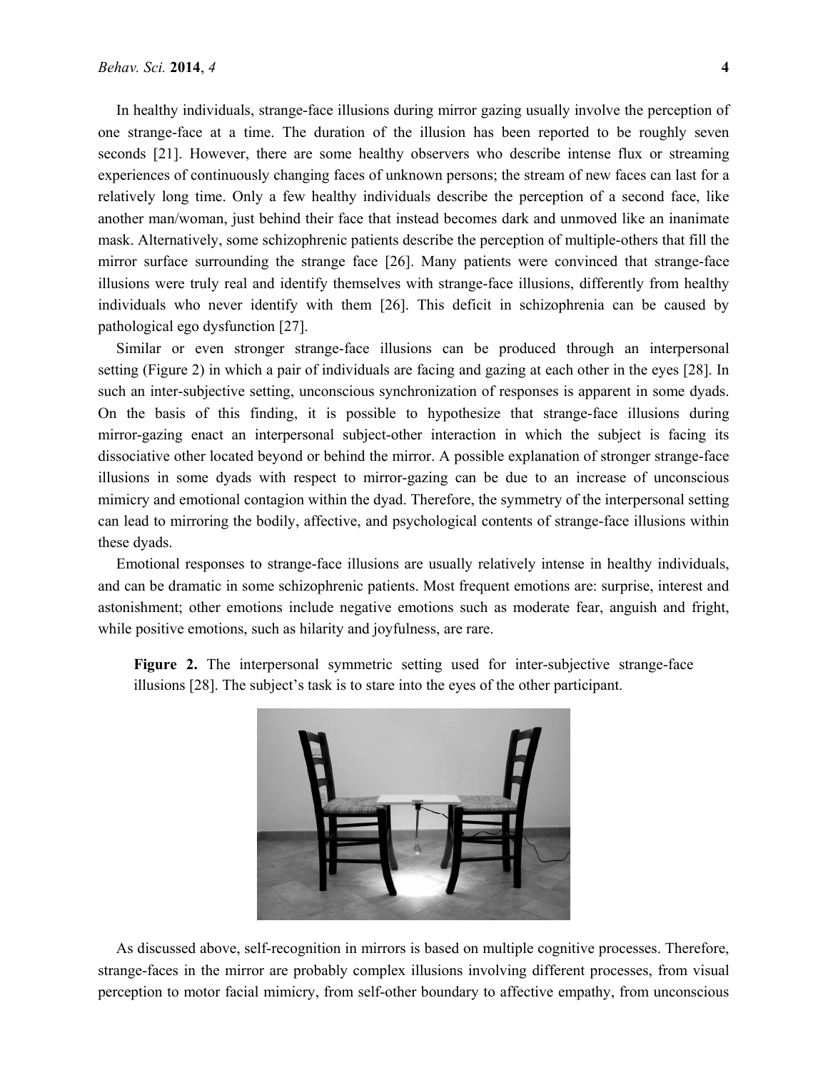In healthy individuals, strange-face illusions during mirror gazing usually involve the perception of one strange-face at a time. The duration of the illusion has been reported to be roughly seven seconds [21]. However, there are some healthy observers who describe intense flux or streaming experiences of continuously changing faces of unknown persons; the stream of new faces can last for a relatively long time. Only a few healthy individuals describe the perception of a second face, like another man/woman, just behind their face that instead becomes dark and unmoved like an inanimate mask. Alternatively, some schizophrenic patients describe the perception of multiple-others that fill the mirror surface surrounding the strange face [26]. Many patients were convinced that strange-face illusions were truly real and identify themselves with strange-face illusions, differently from healthy individuals who never identify with them [26]. This deficit in schizophrenia can be caused by pathological ego dysfunction [27].

Similar or even stronger strange-face illusions can be produced through an interpersonal setting (Figure 2) in which a pair of individuals are facing and gazing at each other in the eyes [28]. In such an inter-subjective setting, unconscious synchronization of responses is apparent in some dyads. On the basis of this finding, it is possible to hypothesize that strange-face illusions during mirror-gazing enact an interpersonal subject-other interaction in which the subject is facing its dissociative other located beyond or behind the mirror. A possible explanation of stronger strange-face illusions in some dyads with respect to mirror-gazing can be due to an increase of unconscious mimicry and emotional contagion within the dyad. Therefore, the symmetry of the interpersonal setting can lead to mirroring the bodily, affective, and psychological contents of strange-face illusions within these dyads.

Emotional responses to strange-face illusions are usually relatively intense in healthy individuals, and can be dramatic in some schizophrenic patients. Most frequent emotions are: surprise, interest and astonishment; other emotions include negative emotions such as moderate fear, anguish and fright, while positive emotions, such as hilarity and joyfulness, are rare.

**Figure 2.** The interpersonal symmetric setting used for inter-subjective strange-face illusions [28]. The subject's task is to stare into the eyes of the other participant.

As discussed above, self-recognition in mirrors is based on multiple cognitive processes. Therefore, strange-faces in the mirror are probably complex illusions involving different processes, from visual perception to motor facial mimicry, from self-other boundary to affective empathy, from unconscious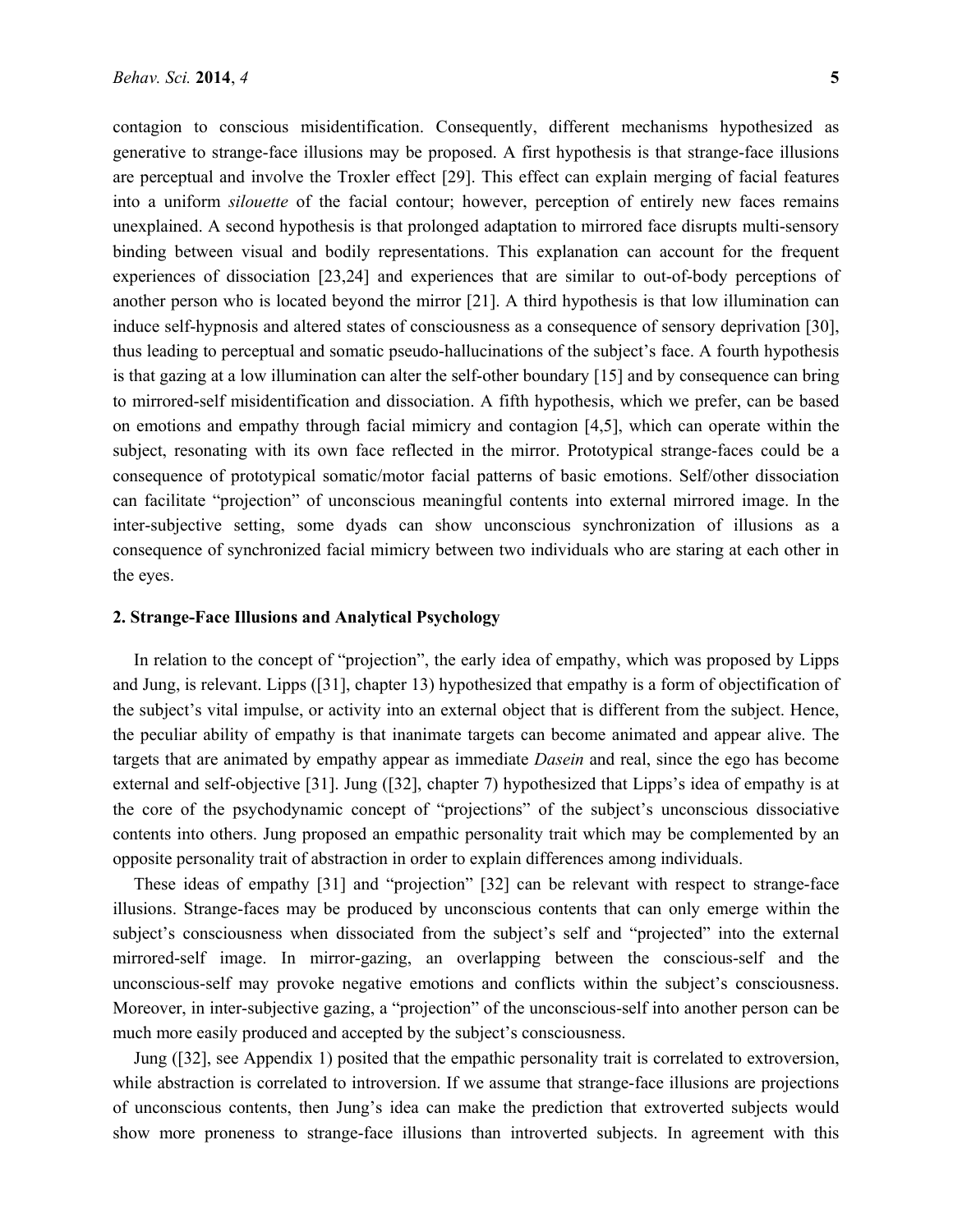contagion to conscious misidentification. Consequently, different mechanisms hypothesized as generative to strange-face illusions may be proposed. A first hypothesis is that strange-face illusions are perceptual and involve the Troxler effect [29]. This effect can explain merging of facial features into a uniform *silouette* of the facial contour; however, perception of entirely new faces remains unexplained. A second hypothesis is that prolonged adaptation to mirrored face disrupts multi-sensory binding between visual and bodily representations. This explanation can account for the frequent experiences of dissociation [23,24] and experiences that are similar to out-of-body perceptions of another person who is located beyond the mirror [21]. A third hypothesis is that low illumination can induce self-hypnosis and altered states of consciousness as a consequence of sensory deprivation [30], thus leading to perceptual and somatic pseudo-hallucinations of the subject's face. A fourth hypothesis is that gazing at a low illumination can alter the self-other boundary [15] and by consequence can bring to mirrored-self misidentification and dissociation. A fifth hypothesis, which we prefer, can be based on emotions and empathy through facial mimicry and contagion [4,5], which can operate within the subject, resonating with its own face reflected in the mirror. Prototypical strange-faces could be a consequence of prototypical somatic/motor facial patterns of basic emotions. Self/other dissociation can facilitate "projection" of unconscious meaningful contents into external mirrored image. In the inter-subjective setting, some dyads can show unconscious synchronization of illusions as a consequence of synchronized facial mimicry between two individuals who are staring at each other in the eyes.

## 2. Strange-Face Illusions and Analytical Psychology

In relation to the concept of "projection", the early idea of empathy, which was proposed by Lipps and Jung, is relevant. Lipps ([31], chapter 13) hypothesized that empathy is a form of objectification of the subject's vital impulse, or activity into an external object that is different from the subject. Hence, the peculiar ability of empathy is that inanimate targets can become animated and appear alive. The targets that are animated by empathy appear as immediate *Dasein* and real, since the ego has become external and self-objective [31]. Jung ([32], chapter 7) hypothesized that Lipps's idea of empathy is at the core of the psychodynamic concept of "projections" of the subject's unconscious dissociative contents into others. Jung proposed an empathic personality trait which may be complemented by an opposite personality trait of abstraction in order to explain differences among individuals.

These ideas of empathy [31] and "projection" [32] can be relevant with respect to strange-face illusions. Strange-faces may be produced by unconscious contents that can only emerge within the subject's consciousness when dissociated from the subject's self and "projected" into the external mirrored-self image. In mirror-gazing, an overlapping between the conscious-self and the unconscious-self may provoke negative emotions and conflicts within the subject's consciousness. Moreover, in inter-subjective gazing, a "projection" of the unconscious-self into another person can be much more easily produced and accepted by the subject's consciousness.

Jung ([32], see Appendix 1) posited that the empathic personality trait is correlated to extroversion, while abstraction is correlated to introversion. If we assume that strange-face illusions are projections of unconscious contents, then Jung's idea can make the prediction that extroverted subjects would show more proneness to strange-face illusions than introverted subjects. In agreement with this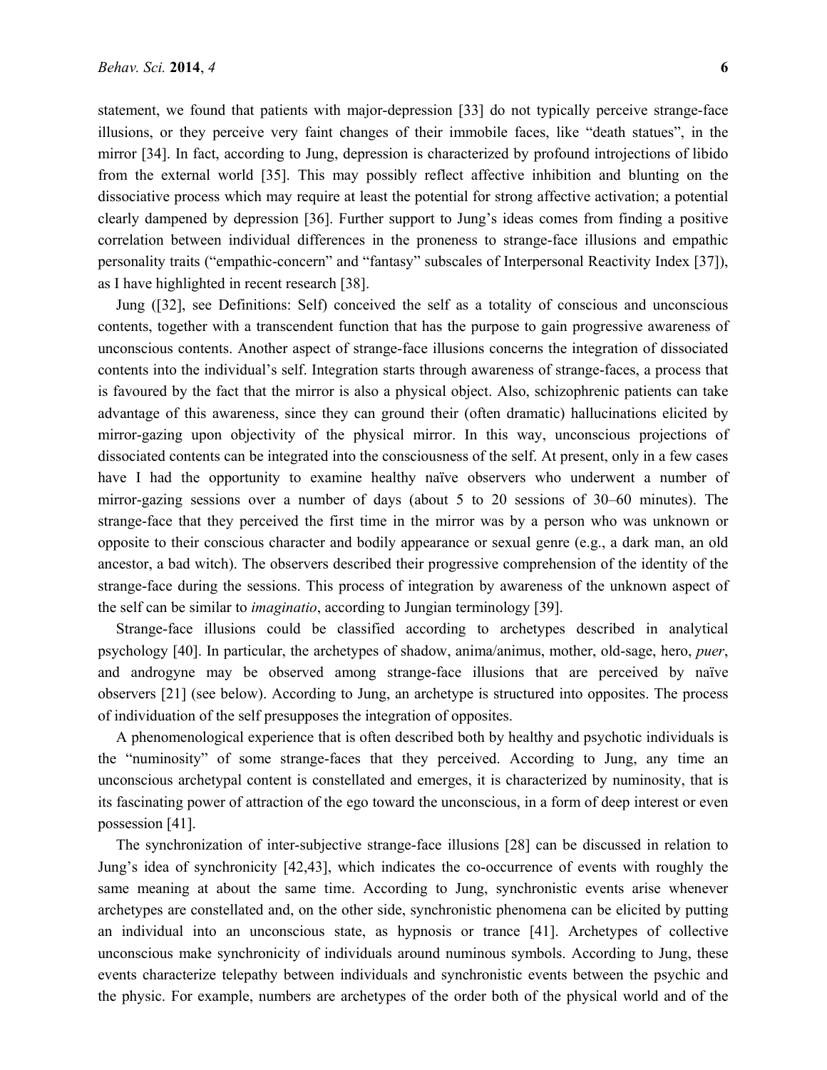statement, we found that patients with major-depression [33] do not typically perceive strange-face illusions, or they perceive very faint changes of their immobile faces, like "death statues", in the mirror [34]. In fact, according to Jung, depression is characterized by profound introjections of libido from the external world [35]. This may possibly reflect affective inhibition and blunting on the dissociative process which may require at least the potential for strong affective activation; a potential clearly dampened by depression [36]. Further support to Jung's ideas comes from finding a positive correlation between individual differences in the proneness to strange-face illusions and empathic personality traits ("empathic-concern" and "fantasy" subscales of Interpersonal Reactivity Index [37]), as I have highlighted in recent research [38].

Jung ([32], see Definitions: Self) conceived the self as a totality of conscious and unconscious contents, together with a transcendent function that has the purpose to gain progressive awareness of unconscious contents. Another aspect of strange-face illusions concerns the integration of dissociated contents into the individual's self. Integration starts through awareness of strange-faces, a process that is favoured by the fact that the mirror is also a physical object. Also, schizophrenic patients can take advantage of this awareness, since they can ground their (often dramatic) hallucinations elicited by mirror-gazing upon objectivity of the physical mirror. In this way, unconscious projections of dissociated contents can be integrated into the consciousness of the self. At present, only in a few cases have I had the opportunity to examine healthy naïve observers who underwent a number of mirror-gazing sessions over a number of days (about 5 to 20 sessions of 30–60 minutes). The strange-face that they perceived the first time in the mirror was by a person who was unknown or opposite to their conscious character and bodily appearance or sexual genre (e.g., a dark man, an old ancestor, a bad witch). The observers described their progressive comprehension of the identity of the strange-face during the sessions. This process of integration by awareness of the unknown aspect of the self can be similar to *imaginatio*, according to Jungian terminology [39].

Strange-face illusions could be classified according to archetypes described in analytical psychology [40]. In particular, the archetypes of shadow, anima/animus, mother, old-sage, hero, *puer*, and androgyne may be observed among strange-face illusions that are perceived by naïve observers [21] (see below). According to Jung, an archetype is structured into opposites. The process of individuation of the self presupposes the integration of opposites.

A phenomenological experience that is often described both by healthy and psychotic individuals is the "numinosity" of some strange-faces that they perceived. According to Jung, any time an unconscious archetypal content is constellated and emerges, it is characterized by numinosity, that is its fascinating power of attraction of the ego toward the unconscious, in a form of deep interest or even possession [41].

The synchronization of inter-subjective strange-face illusions [28] can be discussed in relation to Jung's idea of synchronicity [42,43], which indicates the co-occurrence of events with roughly the same meaning at about the same time. According to Jung, synchronistic events arise whenever archetypes are constellated and, on the other side, synchronistic phenomena can be elicited by putting an individual into an unconscious state, as hypnosis or trance [41]. Archetypes of collective unconscious make synchronicity of individuals around numinous symbols. According to Jung, these events characterize telepathy between individuals and synchronistic events between the psychic and the physic. For example, numbers are archetypes of the order both of the physical world and of the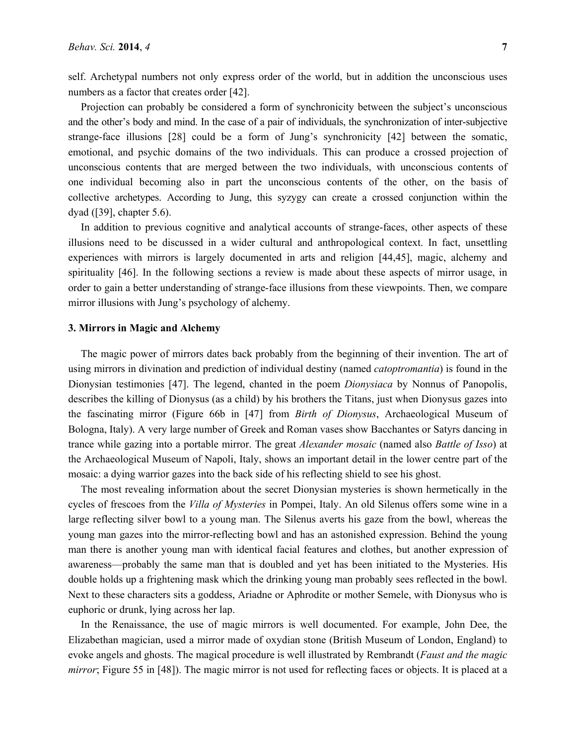self. Archetypal numbers not only express order of the world, but in addition the unconscious uses numbers as a factor that creates order [42].

Projection can probably be considered a form of synchronicity between the subject's unconscious and the other's body and mind. In the case of a pair of individuals, the synchronization of inter-subjective strange-face illusions [28] could be a form of Jung's synchronicity [42] between the somatic, emotional, and psychic domains of the two individuals. This can produce a crossed projection of unconscious contents that are merged between the two individuals, with unconscious contents of one individual becoming also in part the unconscious contents of the other, on the basis of collective archetypes. According to Jung, this syzygy can create a crossed conjunction within the dyad ([39], chapter 5.6).

In addition to previous cognitive and analytical accounts of strange-faces, other aspects of these illusions need to be discussed in a wider cultural and anthropological context. In fact, unsettling experiences with mirrors is largely documented in arts and religion [44,45], magic, alchemy and spirituality [46]. In the following sections a review is made about these aspects of mirror usage, in order to gain a better understanding of strange-face illusions from these viewpoints. Then, we compare mirror illusions with Jung's psychology of alchemy.

## 3. Mirrors in Magic and Alchemy

The magic power of mirrors dates back probably from the beginning of their invention. The art of using mirrors in divination and prediction of individual destiny (named *catoptromantia*) is found in the Dionysian testimonies [47]. The legend, chanted in the poem *Dionysiaca* by Nonnus of Panopolis, describes the killing of Dionysus (as a child) by his brothers the Titans, just when Dionysus gazes into the fascinating mirror (Figure 66b in [47] from *Birth of Dionysus*, Archaeological Museum of Bologna, Italy). A very large number of Greek and Roman vases show Bacchantes or Satyrs dancing in trance while gazing into a portable mirror. The great *Alexander mosaic* (named also *Battle of Isso*) at the Archaeological Museum of Napoli, Italy, shows an important detail in the lower centre part of the mosaic: a dying warrior gazes into the back side of his reflecting shield to see his ghost.

The most revealing information about the secret Dionysian mysteries is shown hermetically in the cycles of frescoes from the *Villa of Mysteries* in Pompei, Italy. An old Silenus offers some wine in a large reflecting silver bowl to a young man. The Silenus averts his gaze from the bowl, whereas the young man gazes into the mirror-reflecting bowl and has an astonished expression. Behind the young man there is another young man with identical facial features and clothes, but another expression of awareness—probably the same man that is doubled and yet has been initiated to the Mysteries. His double holds up a frightening mask which the drinking young man probably sees reflected in the bowl. Next to these characters sits a goddess, Ariadne or Aphrodite or mother Semele, with Dionysus who is euphoric or drunk, lying across her lap.

In the Renaissance, the use of magic mirrors is well documented. For example, John Dee, the Elizabethan magician, used a mirror made of oxydian stone (British Museum of London, England) to evoke angels and ghosts. The magical procedure is well illustrated by Rembrandt (*Faust and the magic mirror*; Figure 55 in [48]). The magic mirror is not used for reflecting faces or objects. It is placed at a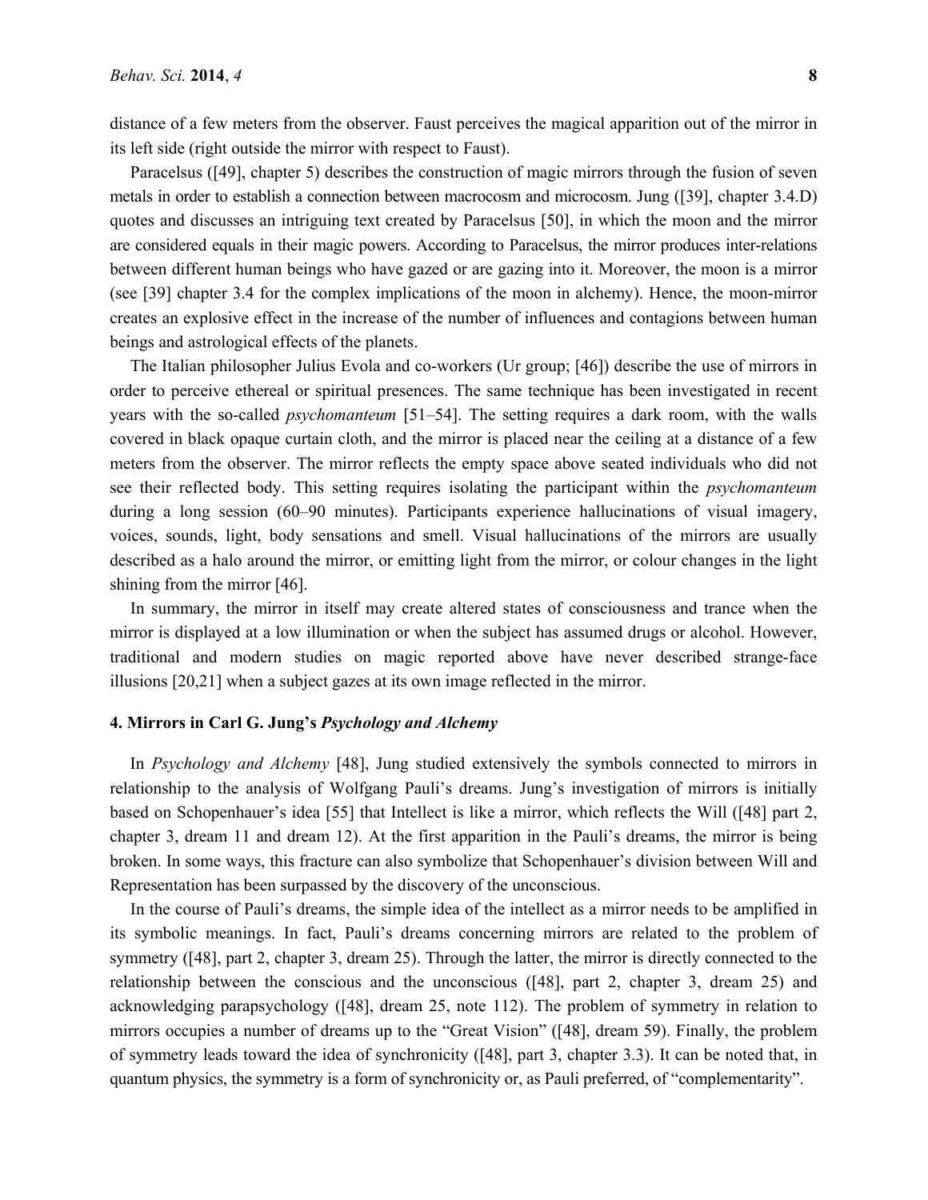distance of a few meters from the observer. Faust perceives the magical apparition out of the mirror in its left side (right outside the mirror with respect to Faust).

Paracelsus ([49], chapter 5) describes the construction of magic mirrors through the fusion of seven metals in order to establish a connection between macrocosm and microcosm. Jung ([39], chapter 3.4.D) quotes and discusses an intriguing text created by Paracelsus [50], in which the moon and the mirror are considered equals in their magic powers. According to Paracelsus, the mirror produces inter-relations between different human beings who have gazed or are gazing into it. Moreover, the moon is a mirror (see [39] chapter 3.4 for the complex implications of the moon in alchemy). Hence, the moon-mirror creates an explosive effect in the increase of the number of influences and contagions between human beings and astrological effects of the planets.

The Italian philosopher Julius Evola and co-workers (Ur group; [46]) describe the use of mirrors in order to perceive ethereal or spiritual presences. The same technique has been investigated in recent years with the so-called *psychomanteum* [51–54]. The setting requires a dark room, with the walls covered in black opaque curtain cloth, and the mirror is placed near the ceiling at a distance of a few meters from the observer. The mirror reflects the empty space above seated individuals who did not see their reflected body. This setting requires isolating the participant within the *psychomanteum* during a long session (60–90 minutes). Participants experience hallucinations of visual imagery, voices, sounds, light, body sensations and smell. Visual hallucinations of the mirrors are usually described as a halo around the mirror, or emitting light from the mirror, or colour changes in the light shining from the mirror [46].

In summary, the mirror in itself may create altered states of consciousness and trance when the mirror is displayed at a low illumination or when the subject has assumed drugs or alcohol. However, traditional and modern studies on magic reported above have never described strange-face illusions [20,21] when a subject gazes at its own image reflected in the mirror.

## 4. Mirrors in Carl G. Jung's *Psychology and Alchemy*

In *Psychology and Alchemy* [48], Jung studied extensively the symbols connected to mirrors in relationship to the analysis of Wolfgang Pauli's dreams. Jung's investigation of mirrors is initially based on Schopenhauer's idea [55] that Intellect is like a mirror, which reflects the Will ([48] part 2, chapter 3, dream 11 and dream 12). At the first apparition in the Pauli's dreams, the mirror is being broken. In some ways, this fracture can also symbolize that Schopenhauer's division between Will and Representation has been surpassed by the discovery of the unconscious.

In the course of Pauli's dreams, the simple idea of the intellect as a mirror needs to be amplified in its symbolic meanings. In fact, Pauli's dreams concerning mirrors are related to the problem of symmetry ([48], part 2, chapter 3, dream 25). Through the latter, the mirror is directly connected to the relationship between the conscious and the unconscious ([48], part 2, chapter 3, dream 25) and acknowledging parapsychology ([48], dream 25, note 112). The problem of symmetry in relation to mirrors occupies a number of dreams up to the "Great Vision" ([48], dream 59). Finally, the problem of symmetry leads toward the idea of synchronicity ([48], part 3, chapter 3.3). It can be noted that, in quantum physics, the symmetry is a form of synchronicity or, as Pauli preferred, of "complementarity".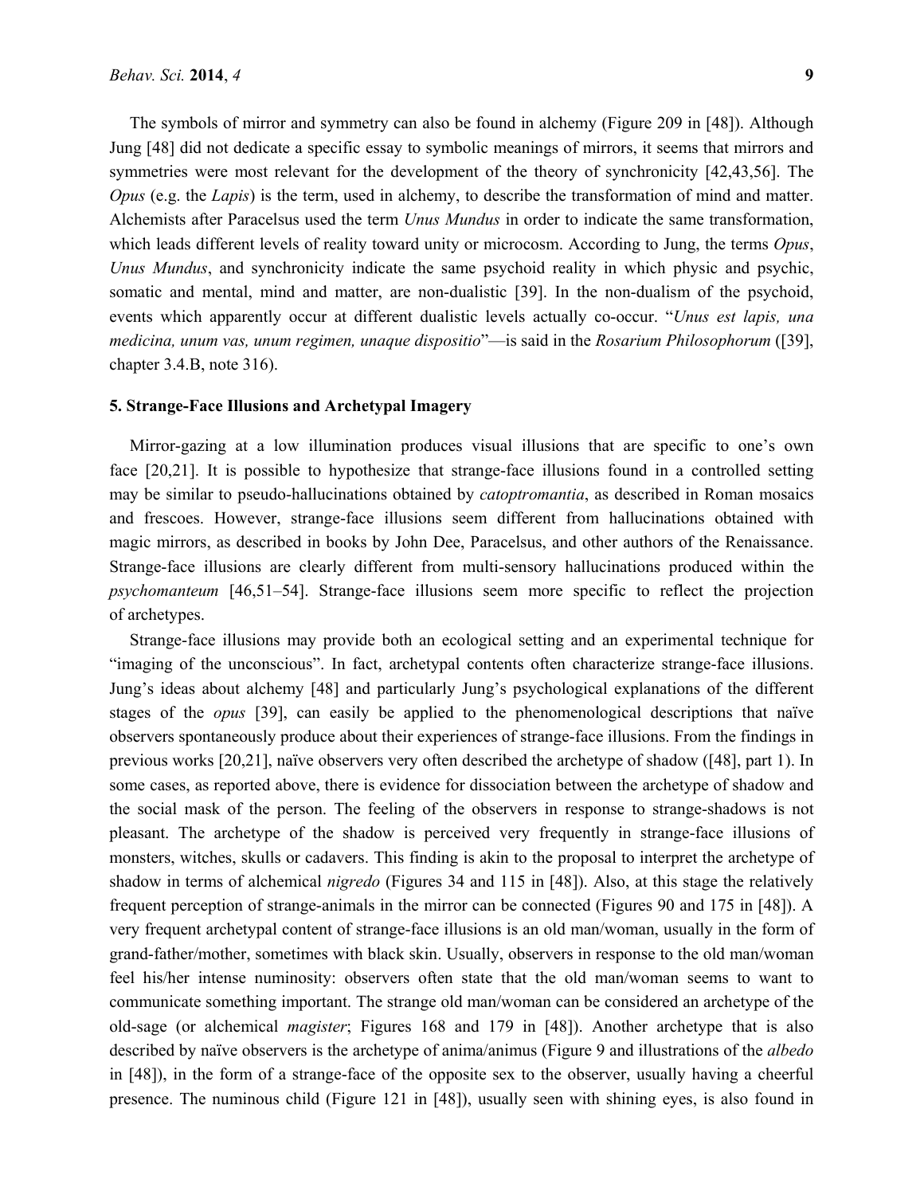The symbols of mirror and symmetry can also be found in alchemy (Figure 209 in [48]). Although Jung [48] did not dedicate a specific essay to symbolic meanings of mirrors, it seems that mirrors and symmetries were most relevant for the development of the theory of synchronicity [42,43,56]. The *Opus* (e.g. the *Lapis*) is the term, used in alchemy, to describe the transformation of mind and matter. Alchemists after Paracelsus used the term *Unus Mundus* in order to indicate the same transformation, which leads different levels of reality toward unity or microcosm. According to Jung, the terms *Opus*, *Unus Mundus*, and synchronicity indicate the same psychoid reality in which physic and psychic, somatic and mental, mind and matter, are non-dualistic [39]. In the non-dualism of the psychoid, events which apparently occur at different dualistic levels actually co-occur. "*Unus est lapis, una medicina, unum vas, unum regimen, unaque dispositio*"—is said in the *Rosarium Philosophorum* ([39], chapter 3.4.B, note 316).

## 5. Strange-Face Illusions and Archetypal Imagery

Mirror-gazing at a low illumination produces visual illusions that are specific to one's own face [20,21]. It is possible to hypothesize that strange-face illusions found in a controlled setting may be similar to pseudo-hallucinations obtained by *catoptromantia*, as described in Roman mosaics and frescoes. However, strange-face illusions seem different from hallucinations obtained with magic mirrors, as described in books by John Dee, Paracelsus, and other authors of the Renaissance. Strange-face illusions are clearly different from multi-sensory hallucinations produced within the *psychomanteum* [46,51–54]. Strange-face illusions seem more specific to reflect the projection of archetypes.

Strange-face illusions may provide both an ecological setting and an experimental technique for "imaging of the unconscious". In fact, archetypal contents often characterize strange-face illusions. Jung's ideas about alchemy [48] and particularly Jung's psychological explanations of the different stages of the *opus* [39], can easily be applied to the phenomenological descriptions that naïve observers spontaneously produce about their experiences of strange-face illusions. From the findings in previous works [20,21], naïve observers very often described the archetype of shadow ([48], part 1). In some cases, as reported above, there is evidence for dissociation between the archetype of shadow and the social mask of the person. The feeling of the observers in response to strange-shadows is not pleasant. The archetype of the shadow is perceived very frequently in strange-face illusions of monsters, witches, skulls or cadavers. This finding is akin to the proposal to interpret the archetype of shadow in terms of alchemical *nigredo* (Figures 34 and 115 in [48]). Also, at this stage the relatively frequent perception of strange-animals in the mirror can be connected (Figures 90 and 175 in [48]). A very frequent archetypal content of strange-face illusions is an old man/woman, usually in the form of grand-father/mother, sometimes with black skin. Usually, observers in response to the old man/woman feel his/her intense numinosity: observers often state that the old man/woman seems to want to communicate something important. The strange old man/woman can be considered an archetype of the old-sage (or alchemical *magister*; Figures 168 and 179 in [48]). Another archetype that is also described by naïve observers is the archetype of anima/animus (Figure 9 and illustrations of the *albedo* in [48]), in the form of a strange-face of the opposite sex to the observer, usually having a cheerful presence. The numinous child (Figure 121 in [48]), usually seen with shining eyes, is also found in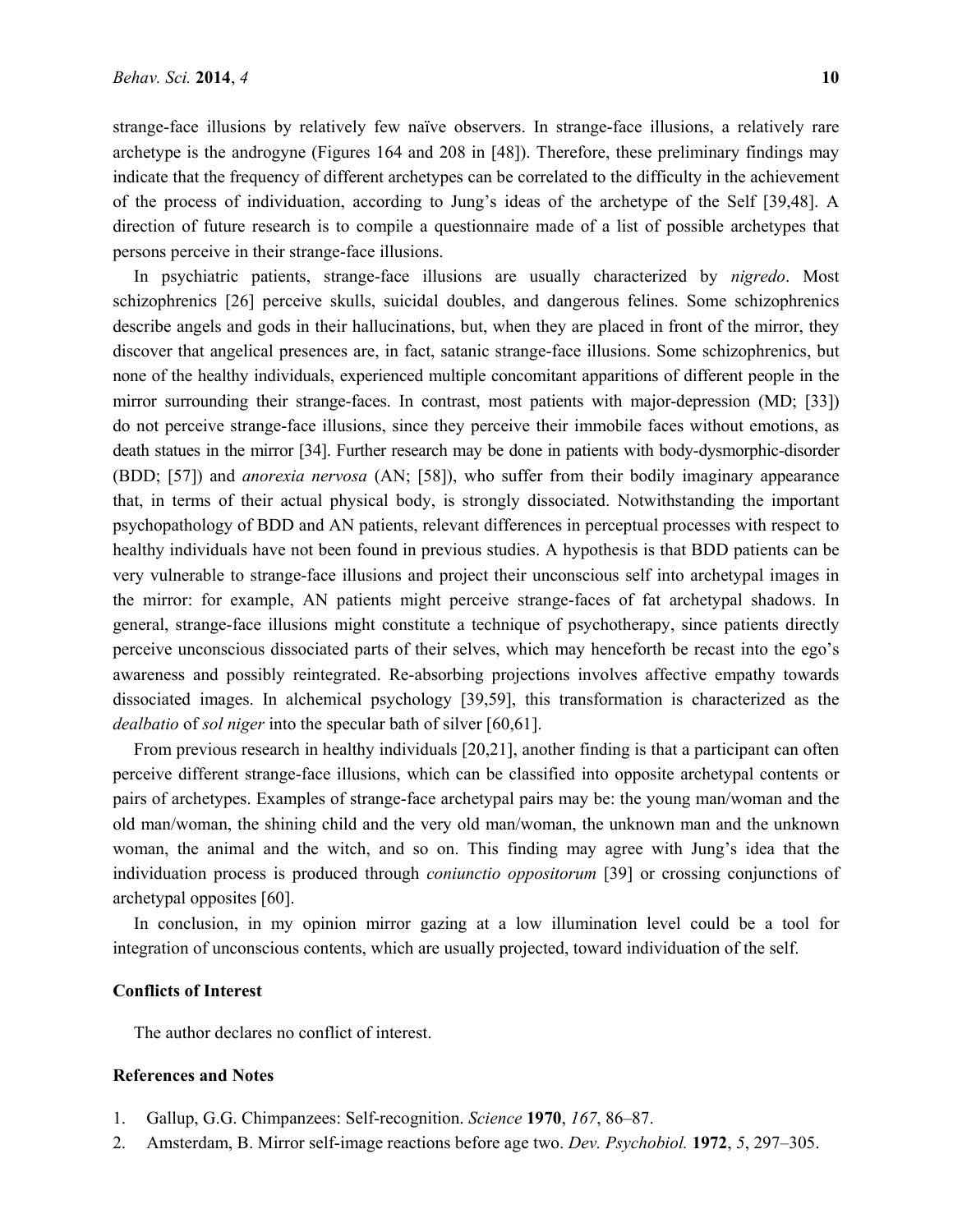strange-face illusions by relatively few naïve observers. In strange-face illusions, a relatively rare archetype is the androgyne (Figures 164 and 208 in [48]). Therefore, these preliminary findings may indicate that the frequency of different archetypes can be correlated to the difficulty in the achievement of the process of individuation, according to Jung's ideas of the archetype of the Self [39,48]. A direction of future research is to compile a questionnaire made of a list of possible archetypes that persons perceive in their strange-face illusions.

In psychiatric patients, strange-face illusions are usually characterized by *nigredo*. Most schizophrenics [26] perceive skulls, suicidal doubles, and dangerous felines. Some schizophrenics describe angels and gods in their hallucinations, but, when they are placed in front of the mirror, they discover that angelical presences are, in fact, satanic strange-face illusions. Some schizophrenics, but none of the healthy individuals, experienced multiple concomitant apparitions of different people in the mirror surrounding their strange-faces. In contrast, most patients with major-depression (MD; [33]) do not perceive strange-face illusions, since they perceive their immobile faces without emotions, as death statues in the mirror [34]. Further research may be done in patients with body-dysmorphic-disorder (BDD; [57]) and *anorexia nervosa* (AN; [58]), who suffer from their bodily imaginary appearance that, in terms of their actual physical body, is strongly dissociated. Notwithstanding the important psychopathology of BDD and AN patients, relevant differences in perceptual processes with respect to healthy individuals have not been found in previous studies. A hypothesis is that BDD patients can be very vulnerable to strange-face illusions and project their unconscious self into archetypal images in the mirror: for example, AN patients might perceive strange-faces of fat archetypal shadows. In general, strange-face illusions might constitute a technique of psychotherapy, since patients directly perceive unconscious dissociated parts of their selves, which may henceforth be recast into the ego's awareness and possibly reintegrated. Re-absorbing projections involves affective empathy towards dissociated images. In alchemical psychology [39,59], this transformation is characterized as the *dealbatio* of *sol niger* into the specular bath of silver [60,61].

From previous research in healthy individuals [20,21], another finding is that a participant can often perceive different strange-face illusions, which can be classified into opposite archetypal contents or pairs of archetypes. Examples of strange-face archetypal pairs may be: the young man/woman and the old man/woman, the shining child and the very old man/woman, the unknown man and the unknown woman, the animal and the witch, and so on. This finding may agree with Jung's idea that the individuation process is produced through *coniunctio oppositorum* [39] or crossing conjunctions of archetypal opposites [60].

In conclusion, in my opinion mirror gazing at a low illumination level could be a tool for integration of unconscious contents, which are usually projected, toward individuation of the self.

## Conflicts of Interest

The author declares no conflict of interest.

## References and Notes

1. Gallup, G.G. Chimpanzees: Self-recognition. *Science* **1970**, *167*, 86–87.
2. Amsterdam, B. Mirror self-image reactions before age two. *Dev. Psychobiol.* **1972**, *5*, 297–305.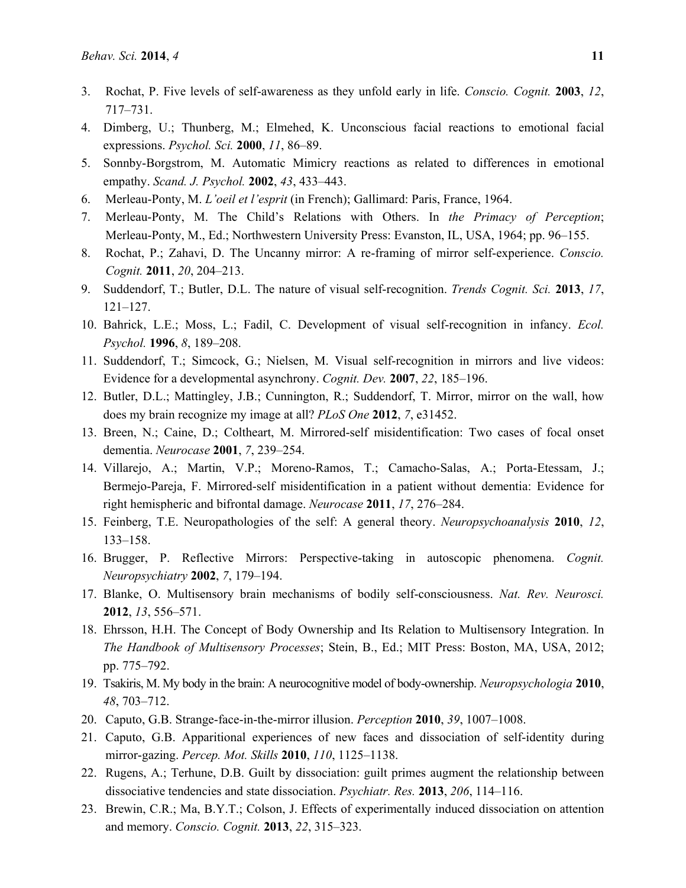3. Rochat, P. Five levels of self-awareness as they unfold early in life. *Conscio. Cognit.* **2003**, *12*, 717–731.
4. Dimberg, U.; Thunberg, M.; Elmehed, K. Unconscious facial reactions to emotional facial expressions. *Psychol. Sci.* **2000**, *11*, 86–89.
5. Sonnby-Borgstrom, M. Automatic Mimicry reactions as related to differences in emotional empathy. *Scand. J. Psychol.* **2002**, *43*, 433–443.
6. Merleau-Ponty, M. *L'oeil et l'esprit* (in French); Gallimard: Paris, France, 1964.
7. Merleau-Ponty, M. The Child's Relations with Others. In *the Primacy of Perception*; Merleau-Ponty, M., Ed.; Northwestern University Press: Evanston, IL, USA, 1964; pp. 96–155.
8. Rochat, P.; Zahavi, D. The Uncanny mirror: A re-framing of mirror self-experience. *Conscio. Cognit.* **2011**, *20*, 204–213.
9. Suddendorf, T.; Butler, D.L. The nature of visual self-recognition. *Trends Cognit. Sci.* **2013**, *17*, 121–127.
10. Bahrick, L.E.; Moss, L.; Fadil, C. Development of visual self-recognition in infancy. *Ecol. Psychol.* **1996**, *8*, 189–208.
11. Suddendorf, T.; Simcock, G.; Nielsen, M. Visual self-recognition in mirrors and live videos: Evidence for a developmental asynchrony. *Cognit. Dev.* **2007**, *22*, 185–196.
12. Butler, D.L.; Mattingley, J.B.; Cunnington, R.; Suddendorf, T. Mirror, mirror on the wall, how does my brain recognize my image at all? *PLoS One* **2012**, *7*, e31452.
13. Breen, N.; Caine, D.; Coltheart, M. Mirrored-self misidentification: Two cases of focal onset dementia. *Neurocase* **2001**, *7*, 239–254.
14. Villarejo, A.; Martin, V.P.; Moreno-Ramos, T.; Camacho-Salas, A.; Porta-Etessam, J.; Bermejo-Pareja, F. Mirrored-self misidentification in a patient without dementia: Evidence for right hemispheric and bifrontal damage. *Neurocase* **2011**, *17*, 276–284.
15. Feinberg, T.E. Neuropathologies of the self: A general theory. *Neuropsychoanalysis* **2010**, *12*, 133–158.
16. Brugger, P. Reflective Mirrors: Perspective-taking in autoscopic phenomena. *Cognit. Neuropsychiatry* **2002**, *7*, 179–194.
17. Blanke, O. Multisensory brain mechanisms of bodily self-consciousness. *Nat. Rev. Neurosci.* **2012**, *13*, 556–571.
18. Ehrsson, H.H. The Concept of Body Ownership and Its Relation to Multisensory Integration. In *The Handbook of Multisensory Processes*; Stein, B., Ed.; MIT Press: Boston, MA, USA, 2012; pp. 775–792.
19. Tsakiris, M. My body in the brain: A neurocognitive model of body-ownership. *Neuropsychologia* **2010**, *48*, 703–712.
20. Caputo, G.B. Strange-face-in-the-mirror illusion. *Perception* **2010**, *39*, 1007–1008.
21. Caputo, G.B. Apparitional experiences of new faces and dissociation of self-identity during mirror-gazing. *Percep. Mot. Skills* **2010**, *110*, 1125–1138.
22. Rugens, A.; Terhune, D.B. Guilt by dissociation: guilt primes augment the relationship between dissociative tendencies and state dissociation. *Psychiatr. Res.* **2013**, *206*, 114–116.
23. Brewin, C.R.; Ma, B.Y.T.; Colson, J. Effects of experimentally induced dissociation on attention and memory. *Conscio. Cognit.* **2013**, *22*, 315–323.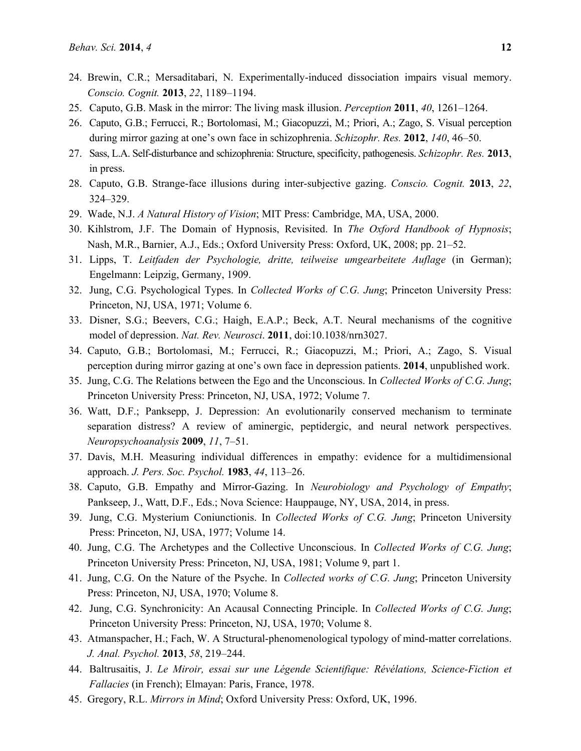24. Brewin, C.R.; Mersaditabari, N. Experimentally-induced dissociation impairs visual memory. *Conscio. Cognit.* **2013**, *22*, 1189–1194.
25. Caputo, G.B. Mask in the mirror: The living mask illusion. *Perception* **2011**, *40*, 1261–1264.
26. Caputo, G.B.; Ferrucci, R.; Bortolomasi, M.; Giacopuzzi, M.; Priori, A.; Zago, S. Visual perception during mirror gazing at one's own face in schizophrenia. *Schizophr. Res.* **2012**, *140*, 46–50.
27. Sass, L.A. Self-disturbance and schizophrenia: Structure, specificity, pathogenesis. *Schizophr. Res.* **2013**, in press.
28. Caputo, G.B. Strange-face illusions during inter-subjective gazing. *Conscio. Cognit.* **2013**, *22*, 324–329.
29. Wade, N.J. *A Natural History of Vision*; MIT Press: Cambridge, MA, USA, 2000.
30. Kihlstrom, J.F. The Domain of Hypnosis, Revisited. In *The Oxford Handbook of Hypnosis*; Nash, M.R., Barnier, A.J., Eds.; Oxford University Press: Oxford, UK, 2008; pp. 21–52.
31. Lipps, T. *Leitfaden der Psychologie, dritte, teilweise umgearbeitete Auflage* (in German); Engelmann: Leipzig, Germany, 1909.
32. Jung, C.G. Psychological Types. In *Collected Works of C.G. Jung*; Princeton University Press: Princeton, NJ, USA, 1971; Volume 6.
33. Disner, S.G.; Beevers, C.G.; Haigh, E.A.P.; Beck, A.T. Neural mechanisms of the cognitive model of depression. *Nat. Rev. Neurosci*. **2011**, doi:10.1038/nrn3027.
34. Caputo, G.B.; Bortolomasi, M.; Ferrucci, R.; Giacopuzzi, M.; Priori, A.; Zago, S. Visual perception during mirror gazing at one's own face in depression patients. **2014**, unpublished work.
35. Jung, C.G. The Relations between the Ego and the Unconscious. In *Collected Works of C.G. Jung*; Princeton University Press: Princeton, NJ, USA, 1972; Volume 7.
36. Watt, D.F.; Panksepp, J. Depression: An evolutionarily conserved mechanism to terminate separation distress? A review of aminergic, peptidergic, and neural network perspectives. *Neuropsychoanalysis* **2009**, *11*, 7–51.
37. Davis, M.H. Measuring individual differences in empathy: evidence for a multidimensional approach. *J. Pers. Soc. Psychol.* **1983**, *44*, 113–26.
38. Caputo, G.B. Empathy and Mirror-Gazing. In *Neurobiology and Psychology of Empathy*; Pankseep, J., Watt, D.F., Eds.; Nova Science: Hauppauge, NY, USA, 2014, in press.
39. Jung, C.G. Mysterium Coniunctionis. In *Collected Works of C.G. Jung*; Princeton University Press: Princeton, NJ, USA, 1977; Volume 14.
40. Jung, C.G. The Archetypes and the Collective Unconscious. In *Collected Works of C.G. Jung*; Princeton University Press: Princeton, NJ, USA, 1981; Volume 9, part 1.
41. Jung, C.G. On the Nature of the Psyche. In *Collected works of C.G. Jung*; Princeton University Press: Princeton, NJ, USA, 1970; Volume 8.
42. Jung, C.G. Synchronicity: An Acausal Connecting Principle. In *Collected Works of C.G. Jung*; Princeton University Press: Princeton, NJ, USA, 1970; Volume 8.
43. Atmanspacher, H.; Fach, W. A Structural-phenomenological typology of mind-matter correlations. *J. Anal. Psychol.* **2013**, *58*, 219–244.
44. Baltrusaitis, J. *Le Miroir, essai sur une Légende Scientifique: Révélations, Science-Fiction et Fallacies* (in French); Elmayan: Paris, France, 1978.
45. Gregory, R.L. *Mirrors in Mind*; Oxford University Press: Oxford, UK, 1996.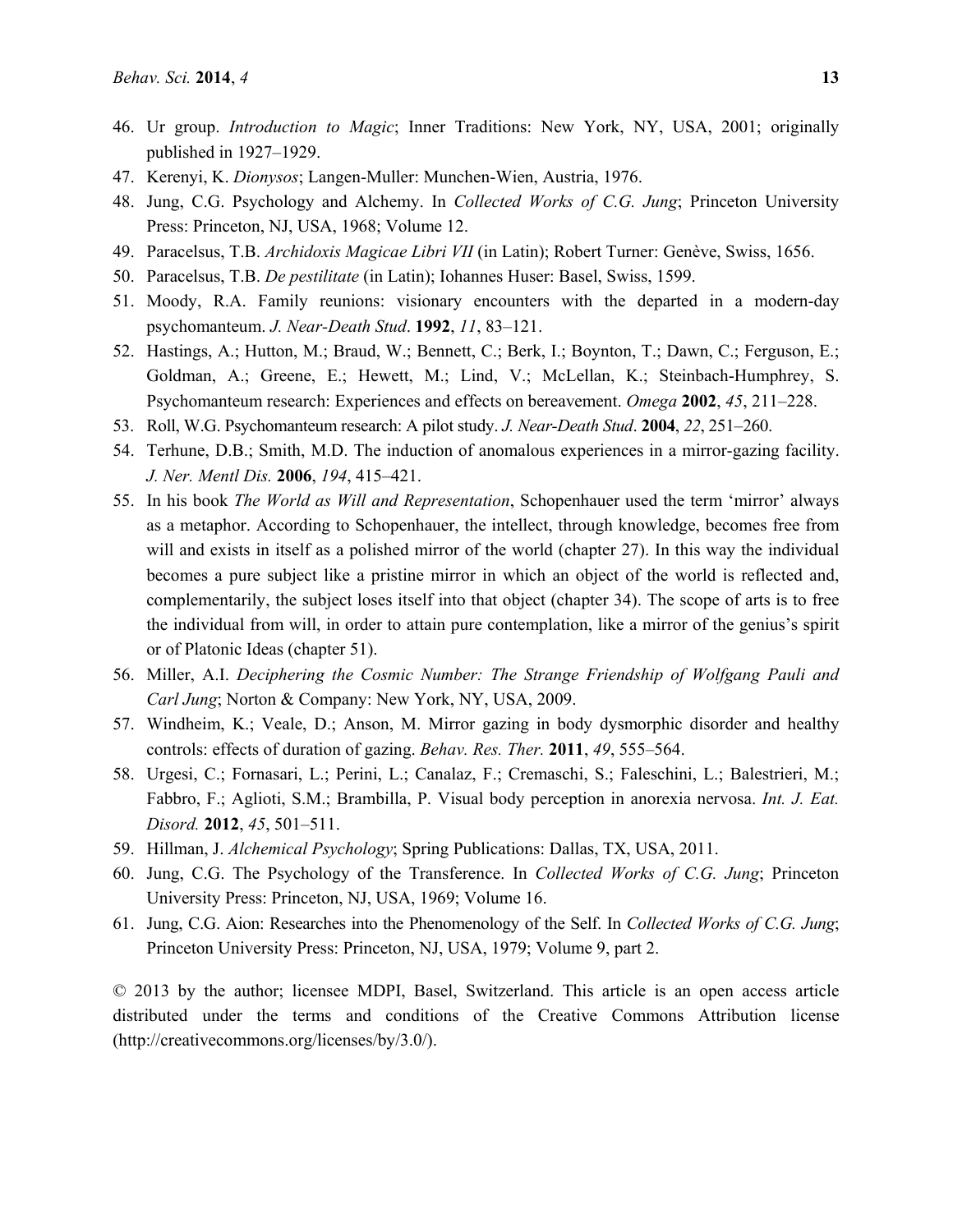46. Ur group. *Introduction to Magic*; Inner Traditions: New York, NY, USA, 2001; originally published in 1927–1929.
47. Kerenyi, K. *Dionysos*; Langen-Muller: Munchen-Wien, Austria, 1976.
48. Jung, C.G. Psychology and Alchemy. In *Collected Works of C.G. Jung*; Princeton University Press: Princeton, NJ, USA, 1968; Volume 12.
49. Paracelsus, T.B. *Archidoxis Magicae Libri VII* (in Latin); Robert Turner: Genève, Swiss, 1656.
50. Paracelsus, T.B. *De pestilitate* (in Latin); Iohannes Huser: Basel, Swiss, 1599.
51. Moody, R.A. Family reunions: visionary encounters with the departed in a modern-day psychomanteum. *J. Near-Death Stud*. **1992**, *11*, 83–121.
52. Hastings, A.; Hutton, M.; Braud, W.; Bennett, C.; Berk, I.; Boynton, T.; Dawn, C.; Ferguson, E.; Goldman, A.; Greene, E.; Hewett, M.; Lind, V.; McLellan, K.; Steinbach-Humphrey, S. Psychomanteum research: Experiences and effects on bereavement. *Omega* **2002**, *45*, 211–228.
53. Roll, W.G. Psychomanteum research: A pilot study. *J. Near-Death Stud*. **2004**, *22*, 251–260.
54. Terhune, D.B.; Smith, M.D. The induction of anomalous experiences in a mirror-gazing facility. *J. Ner. Mentl Dis.* **2006**, *194*, 415–421.
55. In his book *The World as Will and Representation*, Schopenhauer used the term 'mirror' always as a metaphor. According to Schopenhauer, the intellect, through knowledge, becomes free from will and exists in itself as a polished mirror of the world (chapter 27). In this way the individual becomes a pure subject like a pristine mirror in which an object of the world is reflected and, complementarily, the subject loses itself into that object (chapter 34). The scope of arts is to free the individual from will, in order to attain pure contemplation, like a mirror of the genius's spirit or of Platonic Ideas (chapter 51).
56. Miller, A.I. *Deciphering the Cosmic Number: The Strange Friendship of Wolfgang Pauli and Carl Jung*; Norton & Company: New York, NY, USA, 2009.
57. Windheim, K.; Veale, D.; Anson, M. Mirror gazing in body dysmorphic disorder and healthy controls: effects of duration of gazing. *Behav. Res. Ther.* **2011**, *49*, 555–564.
58. Urgesi, C.; Fornasari, L.; Perini, L.; Canalaz, F.; Cremaschi, S.; Faleschini, L.; Balestrieri, M.; Fabbro, F.; Aglioti, S.M.; Brambilla, P. Visual body perception in anorexia nervosa. *Int. J. Eat. Disord.* **2012**, *45*, 501–511.
59. Hillman, J. *Alchemical Psychology*; Spring Publications: Dallas, TX, USA, 2011.
60. Jung, C.G. The Psychology of the Transference. In *Collected Works of C.G. Jung*; Princeton University Press: Princeton, NJ, USA, 1969; Volume 16.
61. Jung, C.G. Aion: Researches into the Phenomenology of the Self. In *Collected Works of C.G. Jung*; Princeton University Press: Princeton, NJ, USA, 1979; Volume 9, part 2.

© 2013 by the author; licensee MDPI, Basel, Switzerland. This article is an open access article distributed under the terms and conditions of the Creative Commons Attribution license (http://creativecommons.org/licenses/by/3.0/).